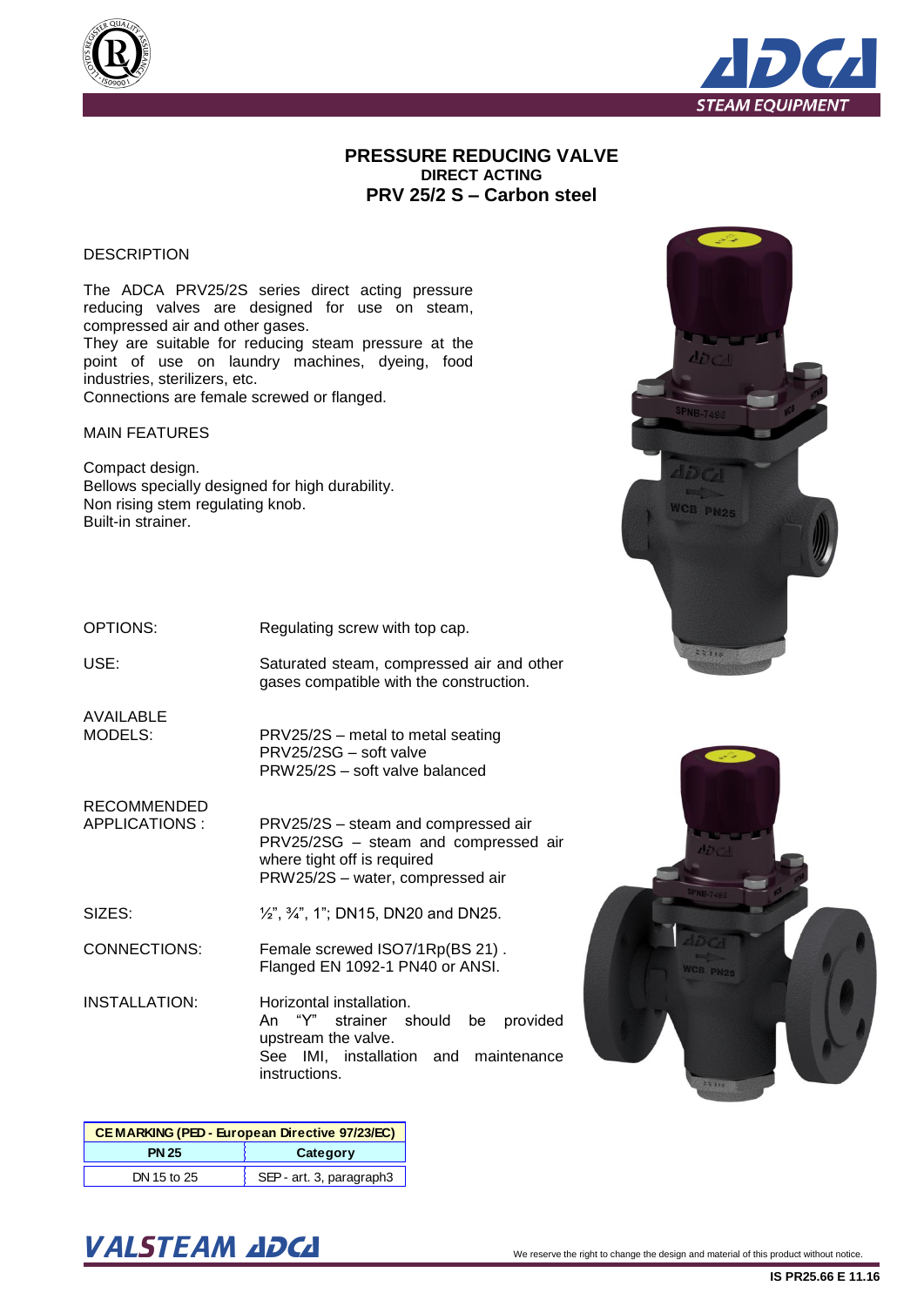# PRESSURE REDUCING VALVE

## DIRECT ACTING

## PRV 25/2 S – Carbon steel

DESCRIPTION

The ADCA PRV25/2S series direct acting pressure reducing valves are designed for use on steam, compressed air and other gases.
They are suitable for reducing steam pressure at the point of use on laundry machines, dyeing, food industries, sterilizers, etc.
Connections are female screwed or flanged.

MAIN FEATURES

Compact design.
Bellows specially designed for high durability.
Non rising stem regulating knob.
Built-in strainer.

OPTIONS: Regulating screw with top cap.

USE: Saturated steam, compressed air and other gases compatible with the construction.

AVAILABLE MODELS:
PRV25/2S – metal to metal seating
PRV25/2SG – soft valve
PRW25/2S – soft valve balanced

RECOMMENDED APPLICATIONS :
PRV25/2S – steam and compressed air
PRV25/2SG – steam and compressed air where tight off is required
PRW25/2S – water, compressed air

SIZES: ½", ¾", 1"; DN15, DN20 and DN25.

CONNECTIONS: Female screwed ISO7/1Rp(BS 21) . Flanged EN 1092-1 PN40 or ANSI.

INSTALLATION: Horizontal installation.
An "Y" strainer should be provided upstream the valve.
See IMI, installation and maintenance instructions.

| CE MARKING (PED - European Directive 97/23/EC) | |
|---|---|
| PN 25 | Category |
| DN 15 to 25 | SEP - art. 3, paragraph3 |

We reserve the right to change the design and material of this product without notice.

IS PR25.66 E 11.16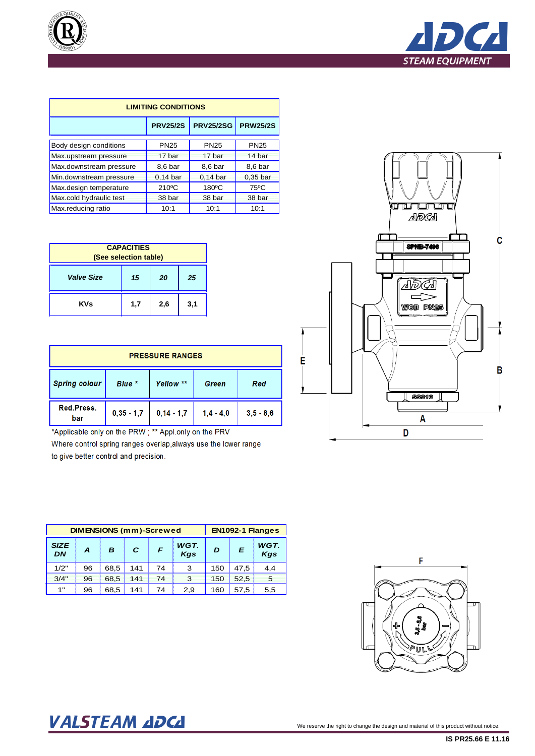## LIMITING CONDITIONS

| | PRV25/2S | PRV25/2SG | PRW25/2S |
|---|---|---|---|
| Body design conditions | PN25 | PN25 | PN25 |
| Max.upstream pressure | 17 bar | 17 bar | 14 bar |
| Max.downstream pressure | 8,6 bar | 8,6 bar | 8,6 bar |
| Min.downstream pressure | 0,14 bar | 0,14 bar | 0,35 bar |
| Max.design temperature | 210ºC | 180ºC | 75ºC |
| Max.cold hydraulic test | 38 bar | 38 bar | 38 bar |
| Max.reducing ratio | 10:1 | 10:1 | 10:1 |

## CAPACITIES (See selection table)

| *Valve Size* | *15* | *20* | *25* |
|---|---|---|---|
| KVs | 1,7 | 2,6 | 3,1 |

## PRESSURE RANGES

| *Spring colour* | *Blue \** | *Yellow \*\** | *Green* | *Red* |
|---|---|---|---|---|
| Red.Press. bar | 0,35 - 1,7 | 0,14 - 1,7 | 1,4 - 4,0 | 3,5 - 8,6 |

*Applicable only on the PRW ; ** Appl.only on the PRV

Where control spring ranges overlap,always use the lower range to give better control and precision.

## DIMENSIONS

| DIMENSIONS (mm)-Screwed | | | | | | EN1092-1 Flanges | | |
|---|---|---|---|---|---|---|---|---|
| *SIZE DN* | *A* | *B* | *C* | *F* | *WGT. Kgs* | *D* | *E* | *WGT. Kgs* |
| 1/2" | 96 | 68,5 | 141 | 74 | 3 | 150 | 47,5 | 4,4 |
| 3/4" | 96 | 68,5 | 141 | 74 | 3 | 150 | 52,5 | 5 |
| 1" | 96 | 68,5 | 141 | 74 | 2,9 | 160 | 57,5 | 5,5 |

We reserve the right to change the design and material of this product without notice.

IS PR25.66 E 11.16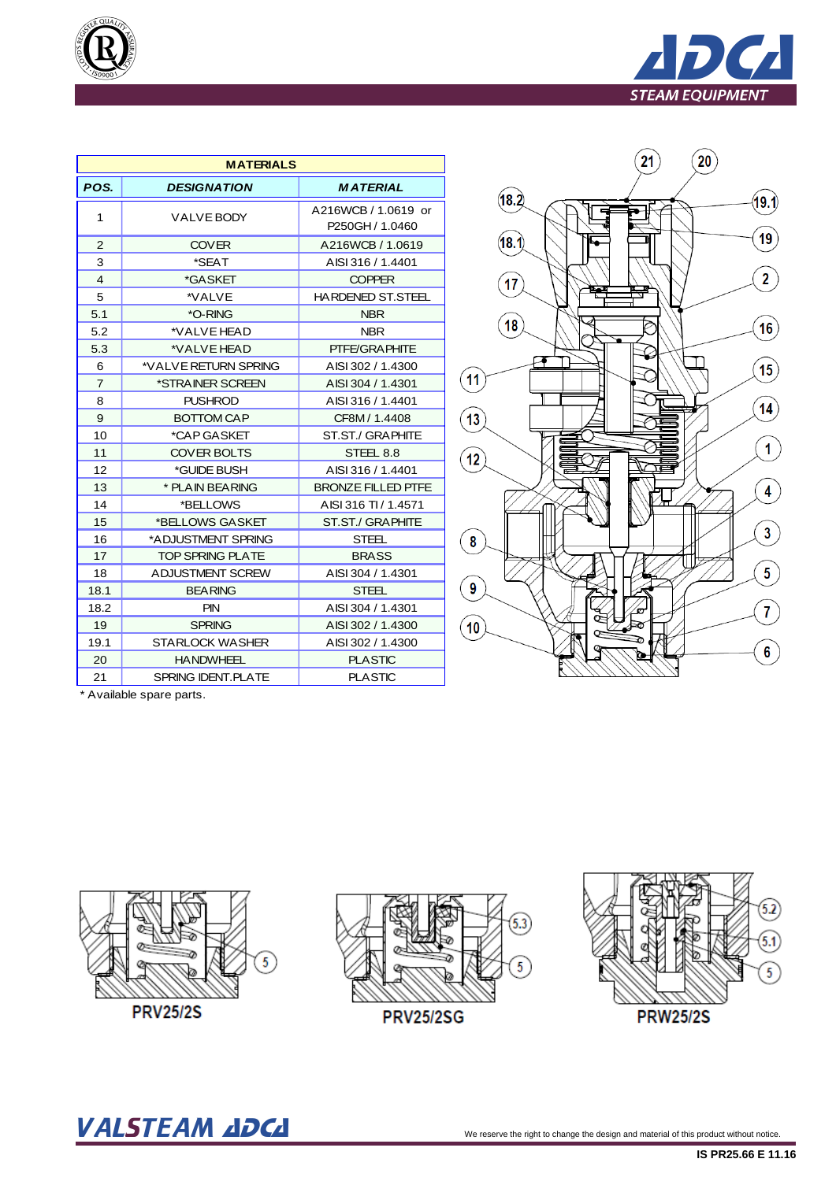| MATERIALS | | |
|---|---|---|
| POS. | DESIGNATION | MATERIAL |
| 1 | VALVE BODY | A216WCB / 1.0619 or P250GH / 1.0460 |
| 2 | COVER | A216WCB / 1.0619 |
| 3 | *SEAT | AISI 316 / 1.4401 |
| 4 | *GASKET | COPPER |
| 5 | *VALVE | HARDENED ST.STEEL |
| 5.1 | *O-RING | NBR |
| 5.2 | *VALVE HEAD | NBR |
| 5.3 | *VALVE HEAD | PTFE/GRAPHITE |
| 6 | *VALVE RETURN SPRING | AISI 302 / 1.4300 |
| 7 | *STRAINER SCREEN | AISI 304 / 1.4301 |
| 8 | PUSHROD | AISI 316 / 1.4401 |
| 9 | BOTTOM CAP | CF8M / 1.4408 |
| 10 | *CAP GASKET | ST.ST./ GRAPHITE |
| 11 | COVER BOLTS | STEEL 8.8 |
| 12 | *GUIDE BUSH | AISI 316 / 1.4401 |
| 13 | * PLAIN BEARING | BRONZE FILLED PTFE |
| 14 | *BELLOWS | AISI 316 TI / 1.4571 |
| 15 | *BELLOWS GASKET | ST.ST./ GRAPHITE |
| 16 | *ADJUSTMENT SPRING | STEEL |
| 17 | TOP SPRING PLATE | BRASS |
| 18 | ADJUSTMENT SCREW | AISI 304 / 1.4301 |
| 18.1 | BEARING | STEEL |
| 18.2 | PIN | AISI 304 / 1.4301 |
| 19 | SPRING | AISI 302 / 1.4300 |
| 19.1 | STARLOCK WASHER | AISI 302 / 1.4300 |
| 20 | HANDWHEEL | PLASTIC |
| 21 | SPRING IDENT.PLATE | PLASTIC |

* Available spare parts.

PRV25/2S

PRV25/2SG

PRW25/2S

We reserve the right to change the design and material of this product without notice.

IS PR25.66 E 11.16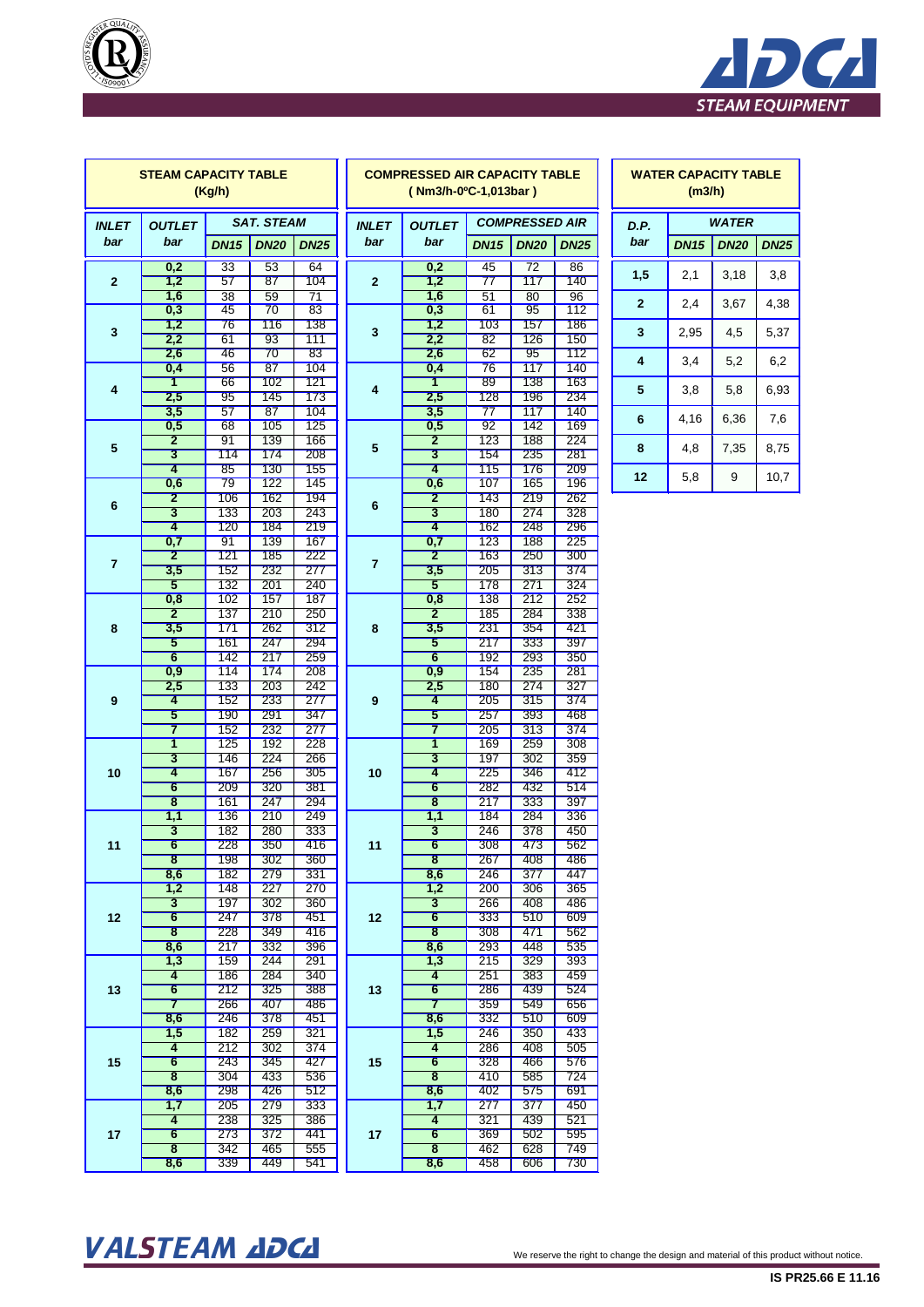## STEAM CAPACITY TABLE (Kg/h)

| INLET bar | OUTLET bar | SAT. STEAM | | |
|---|---|---|---|---|
| | | DN15 | DN20 | DN25 |
| 2 | 0,2 | 33 | 53 | 64 |
| | 1,2 | 57 | 87 | 104 |
| | 1,6 | 38 | 59 | 71 |
| 3 | 0,3 | 45 | 70 | 83 |
| | 1,2 | 76 | 116 | 138 |
| | 2,2 | 61 | 93 | 111 |
| | 2,6 | 46 | 70 | 83 |
| 4 | 0,4 | 56 | 87 | 104 |
| | 1 | 66 | 102 | 121 |
| | 2,5 | 95 | 145 | 173 |
| | 3,5 | 57 | 87 | 104 |
| 5 | 0,5 | 68 | 105 | 125 |
| | 2 | 91 | 139 | 166 |
| | 3 | 114 | 174 | 208 |
| | 4 | 85 | 130 | 155 |
| 6 | 0,6 | 79 | 122 | 145 |
| | 2 | 106 | 162 | 194 |
| | 3 | 133 | 203 | 243 |
| | 4 | 120 | 184 | 219 |
| 7 | 0,7 | 91 | 139 | 167 |
| | 2 | 121 | 185 | 222 |
| | 3,5 | 152 | 232 | 277 |
| | 5 | 132 | 201 | 240 |
| 8 | 0,8 | 102 | 157 | 187 |
| | 2 | 137 | 210 | 250 |
| | 3,5 | 171 | 262 | 312 |
| | 5 | 161 | 247 | 294 |
| | 6 | 142 | 217 | 259 |
| 9 | 0,9 | 114 | 174 | 208 |
| | 2,5 | 133 | 203 | 242 |
| | 4 | 152 | 233 | 277 |
| | 5 | 190 | 291 | 347 |
| | 7 | 152 | 232 | 277 |
| 10 | 1 | 125 | 192 | 228 |
| | 3 | 146 | 224 | 266 |
| | 4 | 167 | 256 | 305 |
| | 6 | 209 | 320 | 381 |
| | 8 | 161 | 247 | 294 |
| 11 | 1,1 | 136 | 210 | 249 |
| | 3 | 182 | 280 | 333 |
| | 6 | 228 | 350 | 416 |
| | 8 | 198 | 302 | 360 |
| | 8,6 | 182 | 279 | 331 |
| 12 | 1,2 | 148 | 227 | 270 |
| | 3 | 197 | 302 | 360 |
| | 6 | 247 | 378 | 451 |
| | 8 | 228 | 349 | 416 |
| | 8,6 | 217 | 332 | 396 |
| 13 | 1,3 | 159 | 244 | 291 |
| | 4 | 186 | 284 | 340 |
| | 6 | 212 | 325 | 388 |
| | 7 | 266 | 407 | 486 |
| | 8,6 | 246 | 378 | 451 |
| 15 | 1,5 | 182 | 259 | 321 |
| | 4 | 212 | 302 | 374 |
| | 6 | 243 | 345 | 427 |
| | 8 | 304 | 433 | 536 |
| | 8,6 | 298 | 426 | 512 |
| 17 | 1,7 | 205 | 279 | 333 |
| | 4 | 238 | 325 | 386 |
| | 6 | 273 | 372 | 441 |
| | 8 | 342 | 465 | 555 |
| | 8,6 | 339 | 449 | 541 |

## COMPRESSED AIR CAPACITY TABLE (Nm3/h-0ºC-1,013bar)

| INLET bar | OUTLET bar | COMPRESSED AIR | | |
|---|---|---|---|---|
| | | DN15 | DN20 | DN25 |
| 2 | 0,2 | 45 | 72 | 86 |
| | 1,2 | 77 | 117 | 140 |
| | 1,6 | 51 | 80 | 96 |
| 3 | 0,3 | 61 | 95 | 112 |
| | 1,2 | 103 | 157 | 186 |
| | 2,2 | 82 | 126 | 150 |
| | 2,6 | 62 | 95 | 112 |
| 4 | 0,4 | 76 | 117 | 140 |
| | 1 | 89 | 138 | 163 |
| | 2,5 | 128 | 196 | 234 |
| | 3,5 | 77 | 117 | 140 |
| 5 | 0,5 | 92 | 142 | 169 |
| | 2 | 123 | 188 | 224 |
| | 3 | 154 | 235 | 281 |
| | 4 | 115 | 176 | 209 |
| 6 | 0,6 | 107 | 165 | 196 |
| | 2 | 143 | 219 | 262 |
| | 3 | 180 | 274 | 328 |
| | 4 | 162 | 248 | 296 |
| 7 | 0,7 | 123 | 188 | 225 |
| | 2 | 163 | 250 | 300 |
| | 3,5 | 205 | 313 | 374 |
| | 5 | 178 | 271 | 324 |
| 8 | 0,8 | 138 | 212 | 252 |
| | 2 | 185 | 284 | 338 |
| | 3,5 | 231 | 354 | 421 |
| | 5 | 217 | 333 | 397 |
| | 6 | 192 | 293 | 350 |
| 9 | 0,9 | 154 | 235 | 281 |
| | 2,5 | 180 | 274 | 327 |
| | 4 | 205 | 315 | 374 |
| | 5 | 257 | 393 | 468 |
| | 7 | 205 | 313 | 374 |
| 10 | 1 | 169 | 259 | 308 |
| | 3 | 197 | 302 | 359 |
| | 4 | 225 | 346 | 412 |
| | 6 | 282 | 432 | 514 |
| | 8 | 217 | 333 | 397 |
| 11 | 1,1 | 184 | 284 | 336 |
| | 3 | 246 | 378 | 450 |
| | 6 | 308 | 473 | 562 |
| | 8 | 267 | 408 | 486 |
| | 8,6 | 246 | 377 | 447 |
| 12 | 1,2 | 200 | 306 | 365 |
| | 3 | 266 | 408 | 486 |
| | 6 | 333 | 510 | 609 |
| | 8 | 308 | 471 | 562 |
| | 8,6 | 293 | 448 | 535 |
| 13 | 1,3 | 215 | 329 | 393 |
| | 4 | 251 | 383 | 459 |
| | 6 | 286 | 439 | 524 |
| | 7 | 359 | 549 | 656 |
| | 8,6 | 332 | 510 | 609 |
| 15 | 1,5 | 246 | 350 | 433 |
| | 4 | 286 | 408 | 505 |
| | 6 | 328 | 466 | 576 |
| | 8 | 410 | 585 | 724 |
| | 8,6 | 402 | 575 | 691 |
| 17 | 1,7 | 277 | 377 | 450 |
| | 4 | 321 | 439 | 521 |
| | 6 | 369 | 502 | 595 |
| | 8 | 462 | 628 | 749 |
| | 8,6 | 458 | 606 | 730 |

## WATER CAPACITY TABLE (m3/h)

| D.P. bar | WATER | | |
|---|---|---|---|
| | DN15 | DN20 | DN25 |
| 1,5 | 2,1 | 3,18 | 3,8 |
| 2 | 2,4 | 3,67 | 4,38 |
| 3 | 2,95 | 4,5 | 5,37 |
| 4 | 3,4 | 5,2 | 6,2 |
| 5 | 3,8 | 5,8 | 6,93 |
| 6 | 4,16 | 6,36 | 7,6 |
| 8 | 4,8 | 7,35 | 8,75 |
| 12 | 5,8 | 9 | 10,7 |

VALSTEAM ADCA

We reserve the right to change the design and material of this product without notice.

IS PR25.66 E 11.16